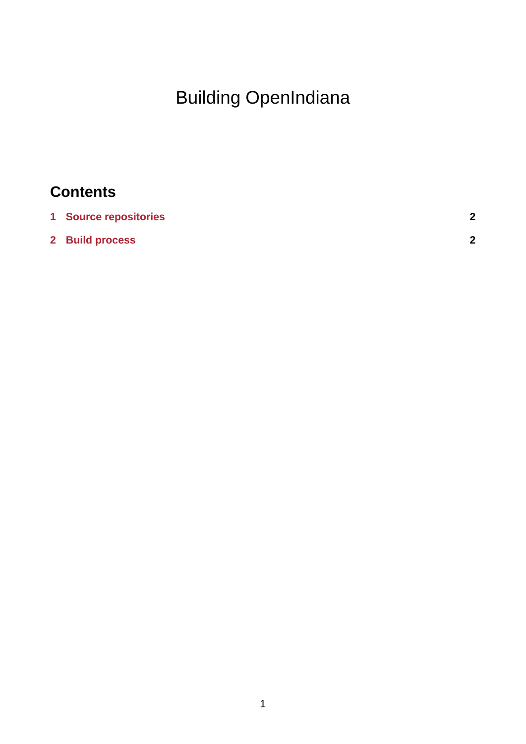# Building OpenIndiana

## Contents

1 **Source repositories** 2

2 **Build process** 2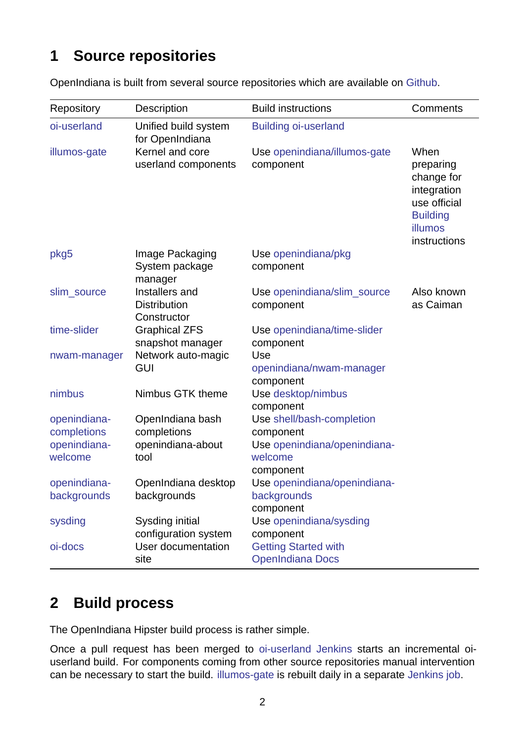# 1 Source repositories

OpenIndiana is built from several source repositories which are available on Github.

| Repository | Description | Build instructions | Comments |
|---|---|---|---|
| oi-userland | Unified build system for OpenIndiana | Building oi-userland | |
| illumos-gate | Kernel and core userland components | Use openindiana/illumos-gate component | When preparing change for integration use official Building illumos instructions |
| pkg5 | Image Packaging System package manager | Use openindiana/pkg component | |
| slim_source | Installers and Distribution Constructor | Use openindiana/slim_source component | Also known as Caiman |
| time-slider | Graphical ZFS snapshot manager | Use openindiana/time-slider component | |
| nwam-manager | Network auto-magic GUI | Use openindiana/nwam-manager component | |
| nimbus | Nimbus GTK theme | Use desktop/nimbus component | |
| openindiana-completions | OpenIndiana bash completions | Use shell/bash-completion component | |
| openindiana-welcome | openindiana-about tool | Use openindiana/openindiana-welcome component | |
| openindiana-backgrounds | OpenIndiana desktop backgrounds | Use openindiana/openindiana-backgrounds component | |
| sysding | Sysding initial configuration system | Use openindiana/sysding component | |
| oi-docs | User documentation site | Getting Started with OpenIndiana Docs | |

# 2 Build process

The OpenIndiana Hipster build process is rather simple.

Once a pull request has been merged to oi-userland Jenkins starts an incremental oi-userland build. For components coming from other source repositories manual intervention can be necessary to start the build. illumos-gate is rebuilt daily in a separate Jenkins job.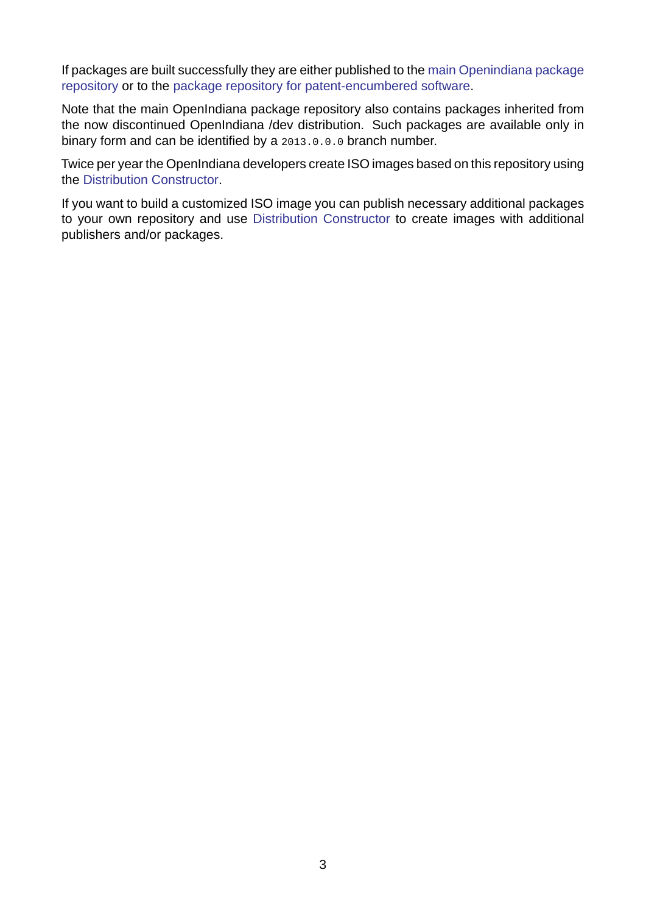If packages are built successfully they are either published to the main Openindiana package repository or to the package repository for patent-encumbered software.

Note that the main OpenIndiana package repository also contains packages inherited from the now discontinued OpenIndiana /dev distribution. Such packages are available only in binary form and can be identified by a `2013.0.0.0` branch number.

Twice per year the OpenIndiana developers create ISO images based on this repository using the Distribution Constructor.

If you want to build a customized ISO image you can publish necessary additional packages to your own repository and use Distribution Constructor to create images with additional publishers and/or packages.